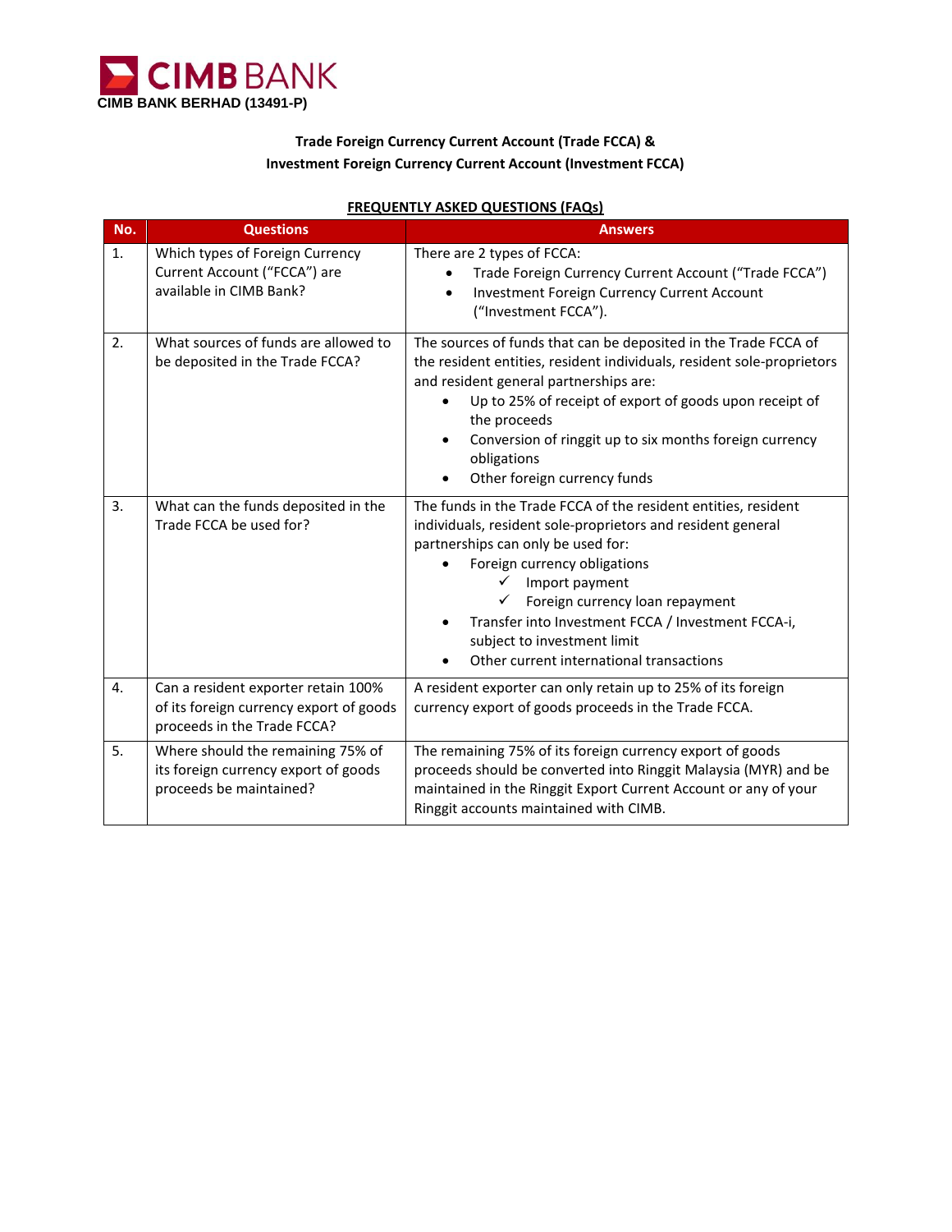**CIMB BANK**

**CIMB BANK BERHAD (13491-P)**

## Trade Foreign Currency Current Account (Trade FCCA) & Investment Foreign Currency Current Account (Investment FCCA)

### FREQUENTLY ASKED QUESTIONS (FAQs)

| No. | Questions | Answers |
|---|---|---|
| 1. | Which types of Foreign Currency Current Account ("FCCA") are available in CIMB Bank? | There are 2 types of FCCA:<br>• Trade Foreign Currency Current Account ("Trade FCCA")<br>• Investment Foreign Currency Current Account ("Investment FCCA"). |
| 2. | What sources of funds are allowed to be deposited in the Trade FCCA? | The sources of funds that can be deposited in the Trade FCCA of the resident entities, resident individuals, resident sole-proprietors and resident general partnerships are:<br>• Up to 25% of receipt of export of goods upon receipt of the proceeds<br>• Conversion of ringgit up to six months foreign currency obligations<br>• Other foreign currency funds |
| 3. | What can the funds deposited in the Trade FCCA be used for? | The funds in the Trade FCCA of the resident entities, resident individuals, resident sole-proprietors and resident general partnerships can only be used for:<br>• Foreign currency obligations<br>&nbsp;&nbsp;&nbsp;&nbsp;✓ Import payment<br>&nbsp;&nbsp;&nbsp;&nbsp;✓ Foreign currency loan repayment<br>• Transfer into Investment FCCA / Investment FCCA-i, subject to investment limit<br>• Other current international transactions |
| 4. | Can a resident exporter retain 100% of its foreign currency export of goods proceeds in the Trade FCCA? | A resident exporter can only retain up to 25% of its foreign currency export of goods proceeds in the Trade FCCA. |
| 5. | Where should the remaining 75% of its foreign currency export of goods proceeds be maintained? | The remaining 75% of its foreign currency export of goods proceeds should be converted into Ringgit Malaysia (MYR) and be maintained in the Ringgit Export Current Account or any of your Ringgit accounts maintained with CIMB. |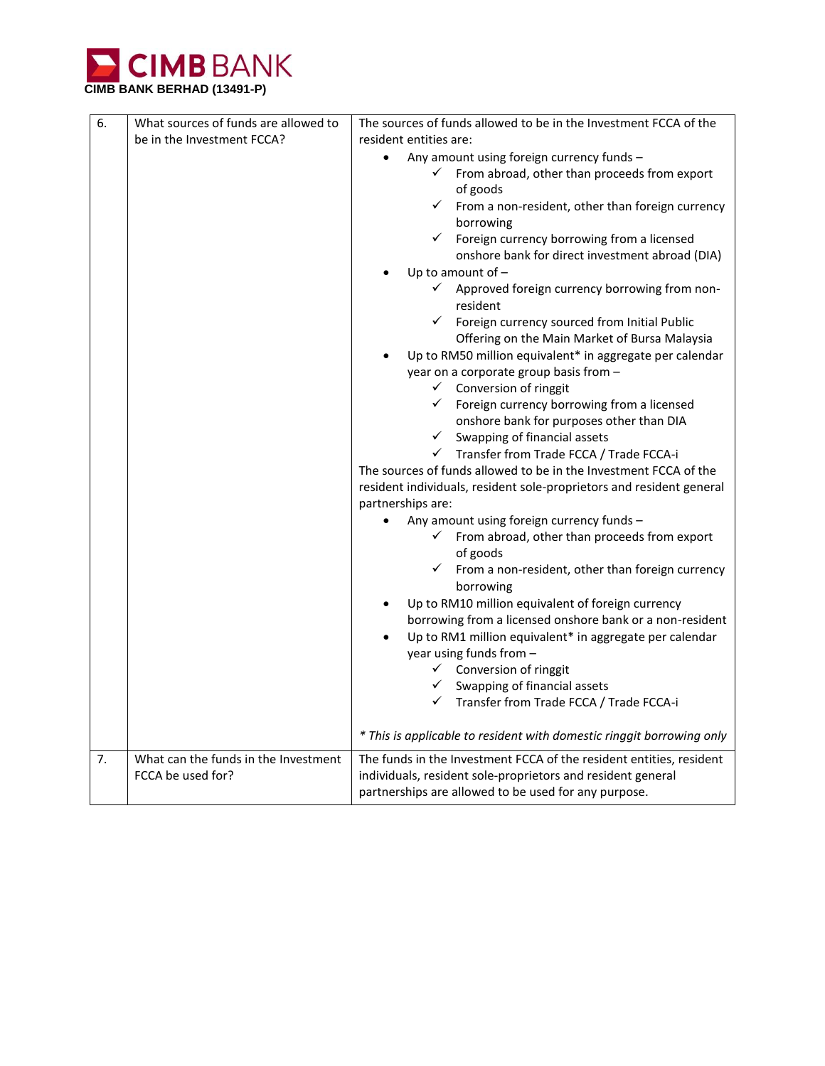CIMB BANK BERHAD (13491-P)

| | | |
|---|---|---|
| 6. | What sources of funds are allowed to be in the Investment FCCA? | The sources of funds allowed to be in the Investment FCCA of the resident entities are:<br>• Any amount using foreign currency funds –<br>&nbsp;&nbsp;&nbsp;&nbsp;✓ From abroad, other than proceeds from export of goods<br>&nbsp;&nbsp;&nbsp;&nbsp;✓ From a non-resident, other than foreign currency borrowing<br>&nbsp;&nbsp;&nbsp;&nbsp;✓ Foreign currency borrowing from a licensed onshore bank for direct investment abroad (DIA)<br>• Up to amount of –<br>&nbsp;&nbsp;&nbsp;&nbsp;✓ Approved foreign currency borrowing from non-resident<br>&nbsp;&nbsp;&nbsp;&nbsp;✓ Foreign currency sourced from Initial Public Offering on the Main Market of Bursa Malaysia<br>• Up to RM50 million equivalent* in aggregate per calendar year on a corporate group basis from –<br>&nbsp;&nbsp;&nbsp;&nbsp;✓ Conversion of ringgit<br>&nbsp;&nbsp;&nbsp;&nbsp;✓ Foreign currency borrowing from a licensed onshore bank for purposes other than DIA<br>&nbsp;&nbsp;&nbsp;&nbsp;✓ Swapping of financial assets<br>&nbsp;&nbsp;&nbsp;&nbsp;✓ Transfer from Trade FCCA / Trade FCCA-i<br>The sources of funds allowed to be in the Investment FCCA of the resident individuals, resident sole-proprietors and resident general partnerships are:<br>• Any amount using foreign currency funds –<br>&nbsp;&nbsp;&nbsp;&nbsp;✓ From abroad, other than proceeds from export of goods<br>&nbsp;&nbsp;&nbsp;&nbsp;✓ From a non-resident, other than foreign currency borrowing<br>• Up to RM10 million equivalent of foreign currency borrowing from a licensed onshore bank or a non-resident<br>• Up to RM1 million equivalent* in aggregate per calendar year using funds from –<br>&nbsp;&nbsp;&nbsp;&nbsp;✓ Conversion of ringgit<br>&nbsp;&nbsp;&nbsp;&nbsp;✓ Swapping of financial assets<br>&nbsp;&nbsp;&nbsp;&nbsp;✓ Transfer from Trade FCCA / Trade FCCA-i<br><br>*\* This is applicable to resident with domestic ringgit borrowing only* |
| 7. | What can the funds in the Investment FCCA be used for? | The funds in the Investment FCCA of the resident entities, resident individuals, resident sole-proprietors and resident general partnerships are allowed to be used for any purpose. |